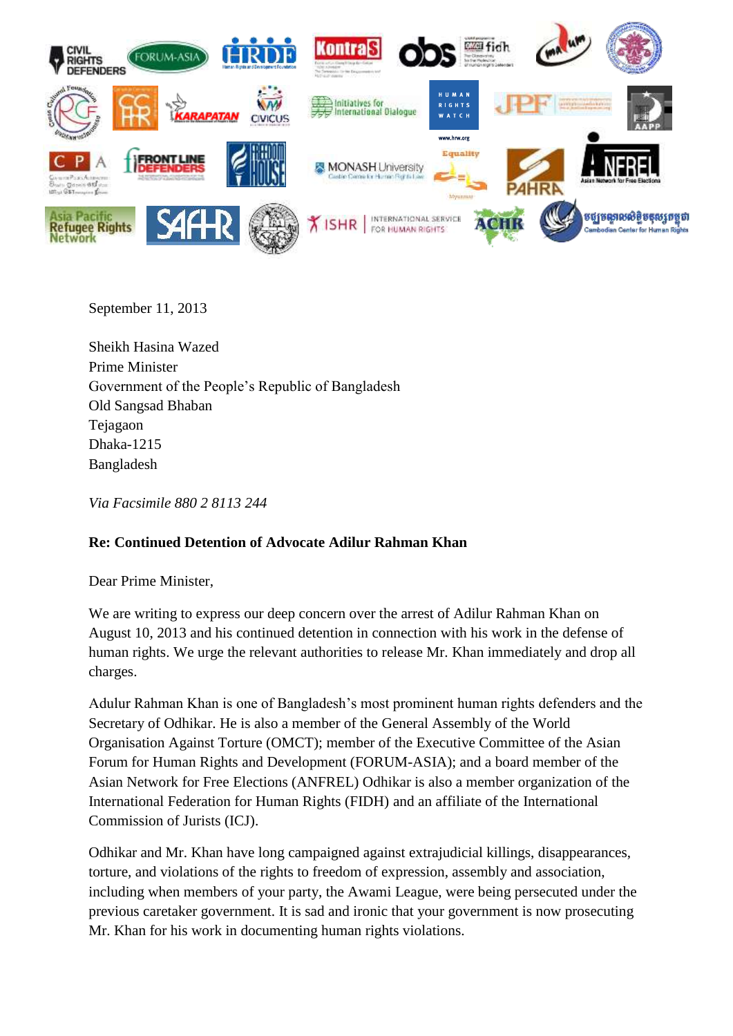September 11, 2013

Sheikh Hasina Wazed
Prime Minister
Government of the People's Republic of Bangladesh
Old Sangsad Bhaban
Tejagaon
Dhaka-1215
Bangladesh

*Via Facsimile 880 2 8113 244*

**Re: Continued Detention of Advocate Adilur Rahman Khan**

Dear Prime Minister,

We are writing to express our deep concern over the arrest of Adilur Rahman Khan on August 10, 2013 and his continued detention in connection with his work in the defense of human rights. We urge the relevant authorities to release Mr. Khan immediately and drop all charges.

Adulur Rahman Khan is one of Bangladesh's most prominent human rights defenders and the Secretary of Odhikar. He is also a member of the General Assembly of the World Organisation Against Torture (OMCT); member of the Executive Committee of the Asian Forum for Human Rights and Development (FORUM-ASIA); and a board member of the Asian Network for Free Elections (ANFREL) Odhikar is also a member organization of the International Federation for Human Rights (FIDH) and an affiliate of the International Commission of Jurists (ICJ).

Odhikar and Mr. Khan have long campaigned against extrajudicial killings, disappearances, torture, and violations of the rights to freedom of expression, assembly and association, including when members of your party, the Awami League, were being persecuted under the previous caretaker government. It is sad and ironic that your government is now prosecuting Mr. Khan for his work in documenting human rights violations.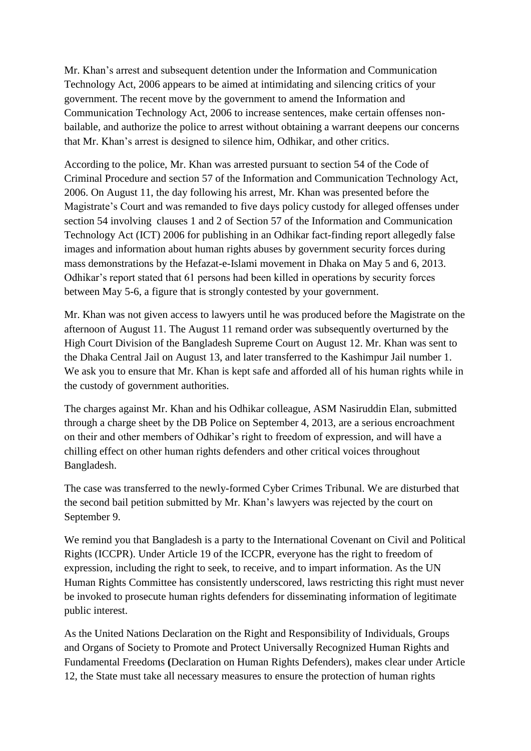Mr. Khan's arrest and subsequent detention under the Information and Communication Technology Act, 2006 appears to be aimed at intimidating and silencing critics of your government. The recent move by the government to amend the Information and Communication Technology Act, 2006 to increase sentences, make certain offenses non-bailable, and authorize the police to arrest without obtaining a warrant deepens our concerns that Mr. Khan's arrest is designed to silence him, Odhikar, and other critics.

According to the police, Mr. Khan was arrested pursuant to section 54 of the Code of Criminal Procedure and section 57 of the Information and Communication Technology Act, 2006. On August 11, the day following his arrest, Mr. Khan was presented before the Magistrate's Court and was remanded to five days policy custody for alleged offenses under section 54 involving clauses 1 and 2 of Section 57 of the Information and Communication Technology Act (ICT) 2006 for publishing in an Odhikar fact-finding report allegedly false images and information about human rights abuses by government security forces during mass demonstrations by the Hefazat-e-Islami movement in Dhaka on May 5 and 6, 2013. Odhikar's report stated that 61 persons had been killed in operations by security forces between May 5-6, a figure that is strongly contested by your government.

Mr. Khan was not given access to lawyers until he was produced before the Magistrate on the afternoon of August 11. The August 11 remand order was subsequently overturned by the High Court Division of the Bangladesh Supreme Court on August 12. Mr. Khan was sent to the Dhaka Central Jail on August 13, and later transferred to the Kashimpur Jail number 1. We ask you to ensure that Mr. Khan is kept safe and afforded all of his human rights while in the custody of government authorities.

The charges against Mr. Khan and his Odhikar colleague, ASM Nasiruddin Elan, submitted through a charge sheet by the DB Police on September 4, 2013, are a serious encroachment on their and other members of Odhikar's right to freedom of expression, and will have a chilling effect on other human rights defenders and other critical voices throughout Bangladesh.

The case was transferred to the newly-formed Cyber Crimes Tribunal. We are disturbed that the second bail petition submitted by Mr. Khan's lawyers was rejected by the court on September 9.

We remind you that Bangladesh is a party to the International Covenant on Civil and Political Rights (ICCPR). Under Article 19 of the ICCPR, everyone has the right to freedom of expression, including the right to seek, to receive, and to impart information. As the UN Human Rights Committee has consistently underscored, laws restricting this right must never be invoked to prosecute human rights defenders for disseminating information of legitimate public interest.

As the United Nations Declaration on the Right and Responsibility of Individuals, Groups and Organs of Society to Promote and Protect Universally Recognized Human Rights and Fundamental Freedoms (Declaration on Human Rights Defenders), makes clear under Article 12, the State must take all necessary measures to ensure the protection of human rights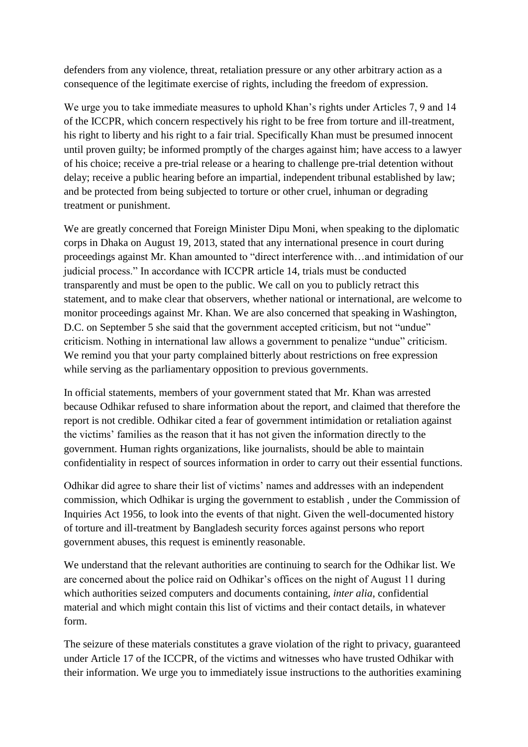defenders from any violence, threat, retaliation pressure or any other arbitrary action as a consequence of the legitimate exercise of rights, including the freedom of expression.

We urge you to take immediate measures to uphold Khan's rights under Articles 7, 9 and 14 of the ICCPR, which concern respectively his right to be free from torture and ill-treatment, his right to liberty and his right to a fair trial. Specifically Khan must be presumed innocent until proven guilty; be informed promptly of the charges against him; have access to a lawyer of his choice; receive a pre-trial release or a hearing to challenge pre-trial detention without delay; receive a public hearing before an impartial, independent tribunal established by law; and be protected from being subjected to torture or other cruel, inhuman or degrading treatment or punishment.

We are greatly concerned that Foreign Minister Dipu Moni, when speaking to the diplomatic corps in Dhaka on August 19, 2013, stated that any international presence in court during proceedings against Mr. Khan amounted to "direct interference with…and intimidation of our judicial process." In accordance with ICCPR article 14, trials must be conducted transparently and must be open to the public. We call on you to publicly retract this statement, and to make clear that observers, whether national or international, are welcome to monitor proceedings against Mr. Khan. We are also concerned that speaking in Washington, D.C. on September 5 she said that the government accepted criticism, but not "undue" criticism. Nothing in international law allows a government to penalize "undue" criticism. We remind you that your party complained bitterly about restrictions on free expression while serving as the parliamentary opposition to previous governments.

In official statements, members of your government stated that Mr. Khan was arrested because Odhikar refused to share information about the report, and claimed that therefore the report is not credible. Odhikar cited a fear of government intimidation or retaliation against the victims' families as the reason that it has not given the information directly to the government. Human rights organizations, like journalists, should be able to maintain confidentiality in respect of sources information in order to carry out their essential functions.

Odhikar did agree to share their list of victims' names and addresses with an independent commission, which Odhikar is urging the government to establish , under the Commission of Inquiries Act 1956, to look into the events of that night. Given the well-documented history of torture and ill-treatment by Bangladesh security forces against persons who report government abuses, this request is eminently reasonable.

We understand that the relevant authorities are continuing to search for the Odhikar list. We are concerned about the police raid on Odhikar's offices on the night of August 11 during which authorities seized computers and documents containing, *inter alia*, confidential material and which might contain this list of victims and their contact details, in whatever form.

The seizure of these materials constitutes a grave violation of the right to privacy, guaranteed under Article 17 of the ICCPR, of the victims and witnesses who have trusted Odhikar with their information. We urge you to immediately issue instructions to the authorities examining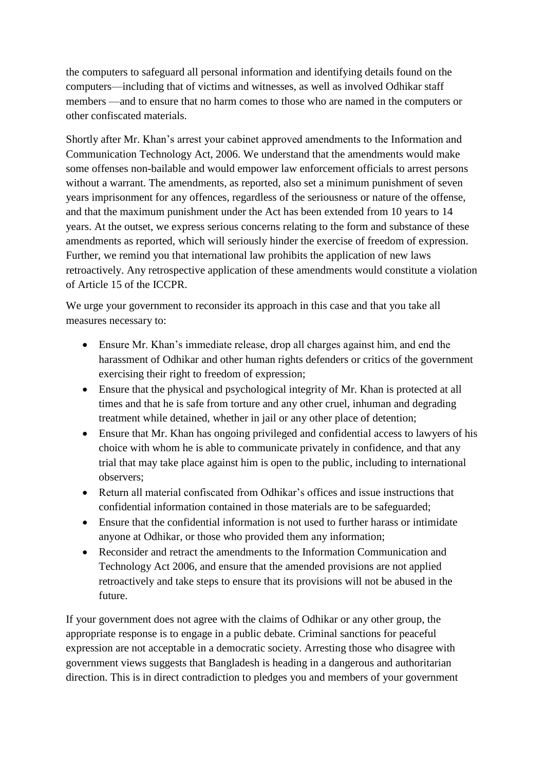the computers to safeguard all personal information and identifying details found on the computers—including that of victims and witnesses, as well as involved Odhikar staff members —and to ensure that no harm comes to those who are named in the computers or other confiscated materials.

Shortly after Mr. Khan's arrest your cabinet approved amendments to the Information and Communication Technology Act, 2006. We understand that the amendments would make some offenses non-bailable and would empower law enforcement officials to arrest persons without a warrant. The amendments, as reported, also set a minimum punishment of seven years imprisonment for any offences, regardless of the seriousness or nature of the offense, and that the maximum punishment under the Act has been extended from 10 years to 14 years. At the outset, we express serious concerns relating to the form and substance of these amendments as reported, which will seriously hinder the exercise of freedom of expression. Further, we remind you that international law prohibits the application of new laws retroactively. Any retrospective application of these amendments would constitute a violation of Article 15 of the ICCPR.

We urge your government to reconsider its approach in this case and that you take all measures necessary to:

- Ensure Mr. Khan's immediate release, drop all charges against him, and end the harassment of Odhikar and other human rights defenders or critics of the government exercising their right to freedom of expression;
- Ensure that the physical and psychological integrity of Mr. Khan is protected at all times and that he is safe from torture and any other cruel, inhuman and degrading treatment while detained, whether in jail or any other place of detention;
- Ensure that Mr. Khan has ongoing privileged and confidential access to lawyers of his choice with whom he is able to communicate privately in confidence, and that any trial that may take place against him is open to the public, including to international observers;
- Return all material confiscated from Odhikar's offices and issue instructions that confidential information contained in those materials are to be safeguarded;
- Ensure that the confidential information is not used to further harass or intimidate anyone at Odhikar, or those who provided them any information;
- Reconsider and retract the amendments to the Information Communication and Technology Act 2006, and ensure that the amended provisions are not applied retroactively and take steps to ensure that its provisions will not be abused in the future.

If your government does not agree with the claims of Odhikar or any other group, the appropriate response is to engage in a public debate. Criminal sanctions for peaceful expression are not acceptable in a democratic society. Arresting those who disagree with government views suggests that Bangladesh is heading in a dangerous and authoritarian direction. This is in direct contradiction to pledges you and members of your government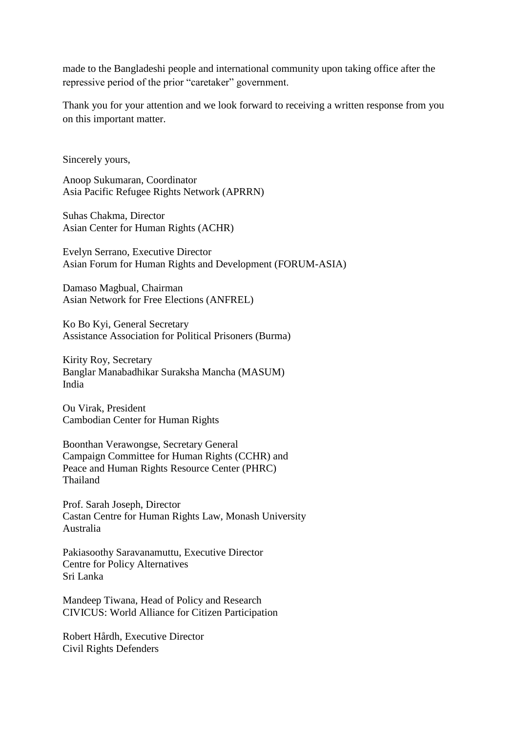made to the Bangladeshi people and international community upon taking office after the repressive period of the prior "caretaker" government.

Thank you for your attention and we look forward to receiving a written response from you on this important matter.

Sincerely yours,

Anoop Sukumaran, Coordinator
Asia Pacific Refugee Rights Network (APRRN)

Suhas Chakma, Director
Asian Center for Human Rights (ACHR)

Evelyn Serrano, Executive Director
Asian Forum for Human Rights and Development (FORUM-ASIA)

Damaso Magbual, Chairman
Asian Network for Free Elections (ANFREL)

Ko Bo Kyi, General Secretary
Assistance Association for Political Prisoners (Burma)

Kirity Roy, Secretary
Banglar Manabadhikar Suraksha Mancha (MASUM)
India

Ou Virak, President
Cambodian Center for Human Rights

Boonthan Verawongse, Secretary General
Campaign Committee for Human Rights (CCHR) and
Peace and Human Rights Resource Center (PHRC)
Thailand

Prof. Sarah Joseph, Director
Castan Centre for Human Rights Law, Monash University
Australia

Pakiasoothy Saravanamuttu, Executive Director
Centre for Policy Alternatives
Sri Lanka

Mandeep Tiwana, Head of Policy and Research
CIVICUS: World Alliance for Citizen Participation

Robert Hårdh, Executive Director
Civil Rights Defenders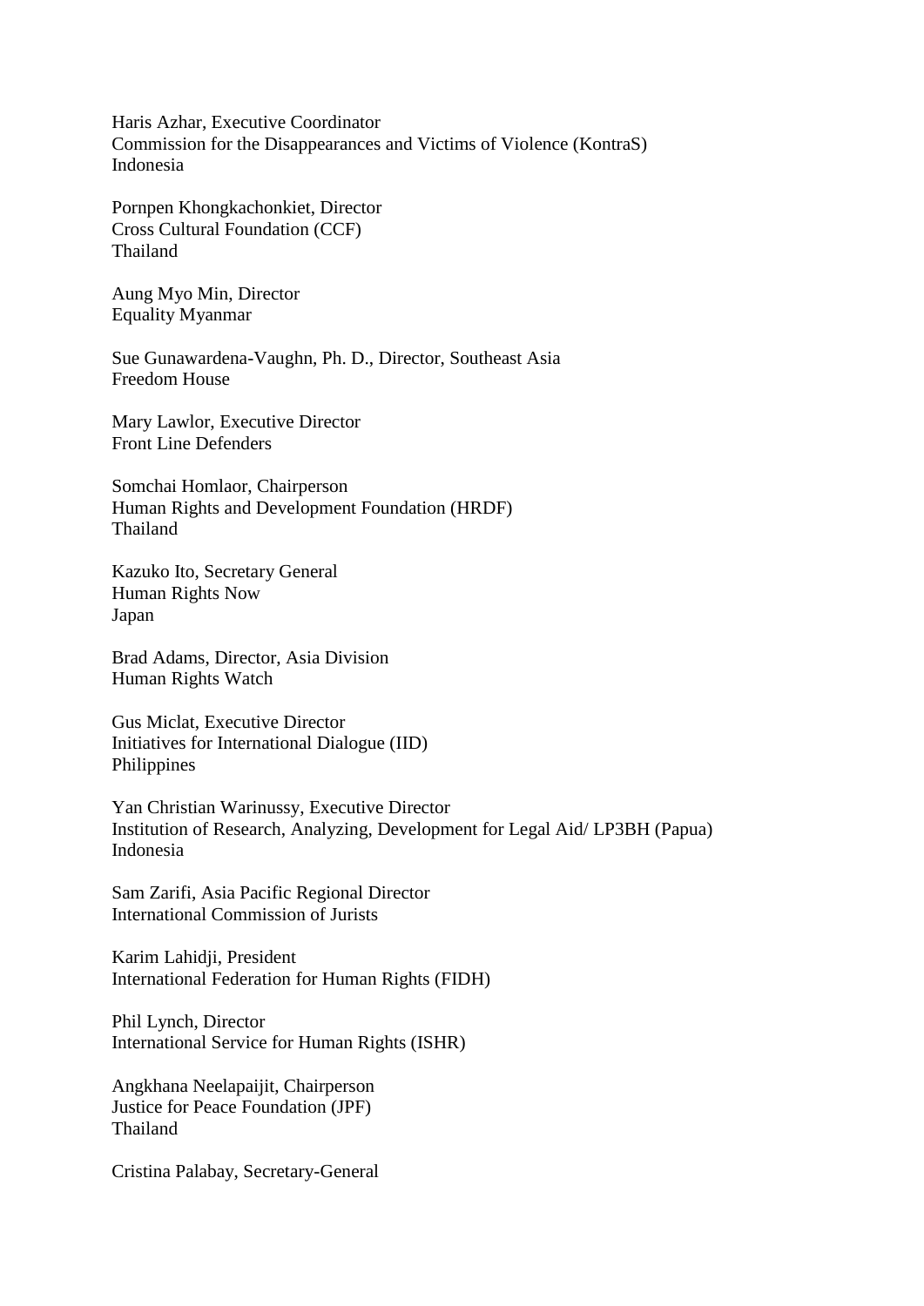Haris Azhar, Executive Coordinator
Commission for the Disappearances and Victims of Violence (KontraS)
Indonesia

Pornpen Khongkachonkiet, Director
Cross Cultural Foundation (CCF)
Thailand

Aung Myo Min, Director
Equality Myanmar

Sue Gunawardena-Vaughn, Ph. D., Director, Southeast Asia
Freedom House

Mary Lawlor, Executive Director
Front Line Defenders

Somchai Homlaor, Chairperson
Human Rights and Development Foundation (HRDF)
Thailand

Kazuko Ito, Secretary General
Human Rights Now
Japan

Brad Adams, Director, Asia Division
Human Rights Watch

Gus Miclat, Executive Director
Initiatives for International Dialogue (IID)
Philippines

Yan Christian Warinussy, Executive Director
Institution of Research, Analyzing, Development for Legal Aid/ LP3BH (Papua)
Indonesia

Sam Zarifi, Asia Pacific Regional Director
International Commission of Jurists

Karim Lahidji, President
International Federation for Human Rights (FIDH)

Phil Lynch, Director
International Service for Human Rights (ISHR)

Angkhana Neelapaijit, Chairperson
Justice for Peace Foundation (JPF)
Thailand

Cristina Palabay, Secretary-General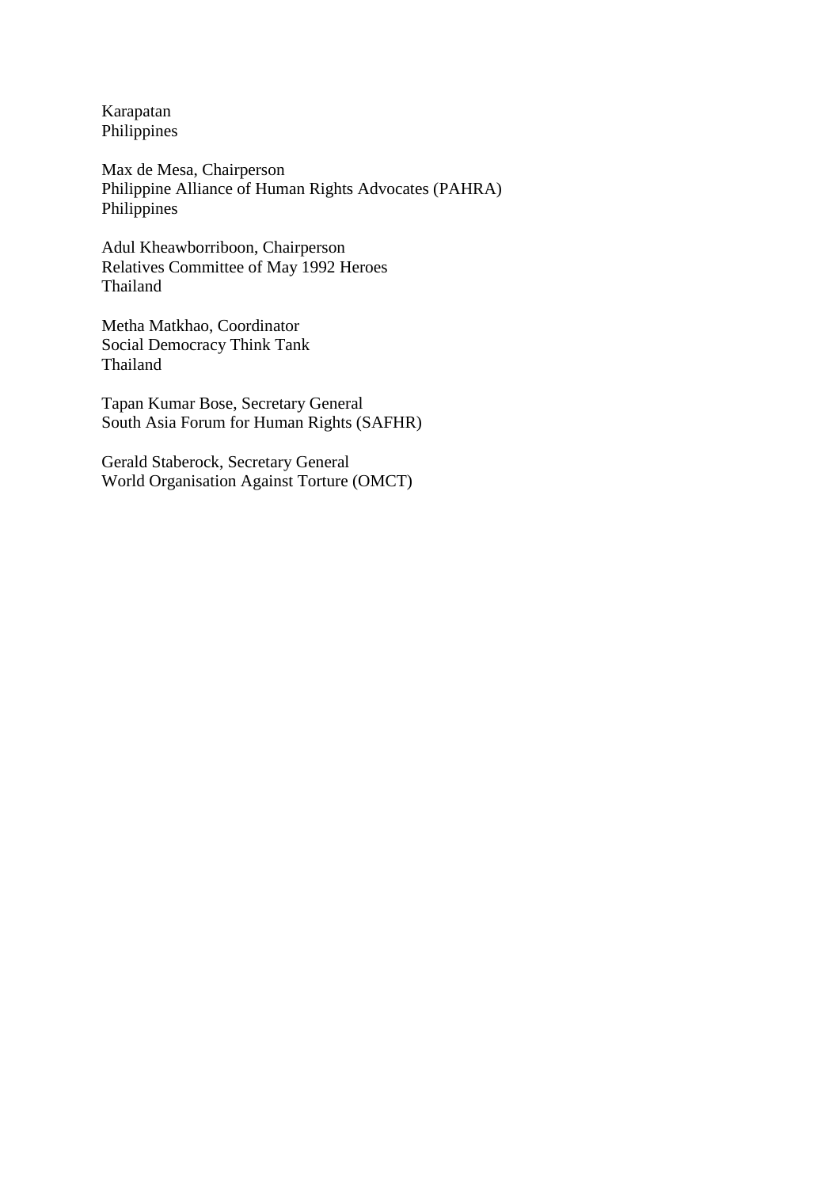Karapatan
Philippines

Max de Mesa, Chairperson
Philippine Alliance of Human Rights Advocates (PAHRA)
Philippines

Adul Kheawborriboon, Chairperson
Relatives Committee of May 1992 Heroes
Thailand

Metha Matkhao, Coordinator
Social Democracy Think Tank
Thailand

Tapan Kumar Bose, Secretary General
South Asia Forum for Human Rights (SAFHR)

Gerald Staberock, Secretary General
World Organisation Against Torture (OMCT)